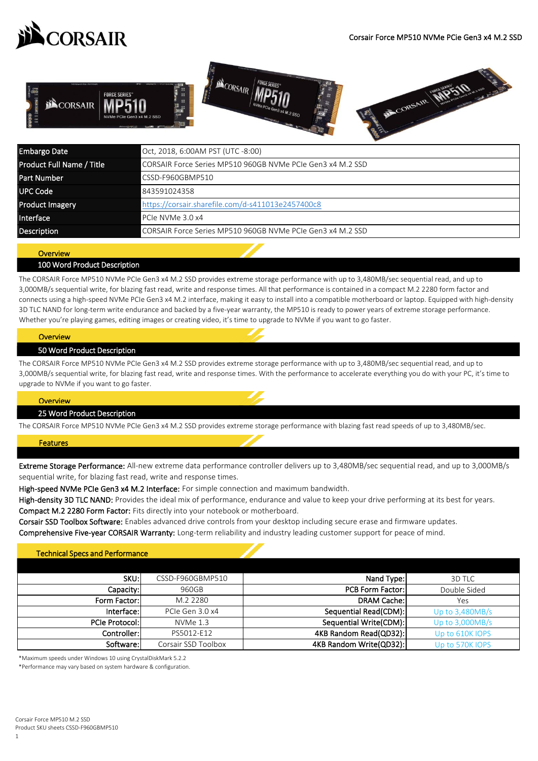Corsair Force MP510 NVMe PCIe Gen3 x4 M.2 SSD

| | |
|---|---|
| Embargo Date | Oct, 2018, 6:00AM PST (UTC -8:00) |
| Product Full Name / Title | CORSAIR Force Series MP510 960GB NVMe PCIe Gen3 x4 M.2 SSD |
| Part Number | CSSD-F960GBMP510 |
| UPC Code | 843591024358 |
| Product Imagery | https://corsair.sharefile.com/d-s411013e2457400c8 |
| Interface | PCIe NVMe 3.0 x4 |
| Description | CORSAIR Force Series MP510 960GB NVMe PCIe Gen3 x4 M.2 SSD |

## Overview

### 100 Word Product Description

The CORSAIR Force MP510 NVMe PCIe Gen3 x4 M.2 SSD provides extreme storage performance with up to 3,480MB/sec sequential read, and up to 3,000MB/s sequential write, for blazing fast read, write and response times. All that performance is contained in a compact M.2 2280 form factor and connects using a high-speed NVMe PCIe Gen3 x4 M.2 interface, making it easy to install into a compatible motherboard or laptop. Equipped with high-density 3D TLC NAND for long-term write endurance and backed by a five-year warranty, the MP510 is ready to power years of extreme storage performance. Whether you're playing games, editing images or creating video, it's time to upgrade to NVMe if you want to go faster.

## Overview

### 50 Word Product Description

The CORSAIR Force MP510 NVMe PCIe Gen3 x4 M.2 SSD provides extreme storage performance with up to 3,480MB/sec sequential read, and up to 3,000MB/s sequential write, for blazing fast read, write and response times. With the performance to accelerate everything you do with your PC, it's time to upgrade to NVMe if you want to go faster.

## Overview

### 25 Word Product Description

The CORSAIR Force MP510 NVMe PCIe Gen3 x4 M.2 SSD provides extreme storage performance with blazing fast read speeds of up to 3,480MB/sec.

## Features

**Extreme Storage Performance:** All-new extreme data performance controller delivers up to 3,480MB/sec sequential read, and up to 3,000MB/s sequential write, for blazing fast read, write and response times.
**High-speed NVMe PCIe Gen3 x4 M.2 Interface:** For simple connection and maximum bandwidth.
**High-density 3D TLC NAND:** Provides the ideal mix of performance, endurance and value to keep your drive performing at its best for years.
**Compact M.2 2280 Form Factor:** Fits directly into your notebook or motherboard.
**Corsair SSD Toolbox Software:** Enables advanced drive controls from your desktop including secure erase and firmware updates.
**Comprehensive Five-year CORSAIR Warranty:** Long-term reliability and industry leading customer support for peace of mind.

## Technical Specs and Performance

| | | | |
|---|---|---|---|
| SKU: | CSSD-F960GBMP510 | Nand Type: | 3D TLC |
| Capacity: | 960GB | PCB Form Factor: | Double Sided |
| Form Factor: | M.2 2280 | DRAM Cache: | Yes |
| Interface: | PCIe Gen 3.0 x4 | Sequential Read(CDM): | Up to 3,480MB/s |
| PCIe Protocol: | NVMe 1.3 | Sequential Write(CDM): | Up to 3,000MB/s |
| Controller: | PS5012-E12 | 4KB Random Read(QD32): | Up to 610K IOPS |
| Software: | Corsair SSD Toolbox | 4KB Random Write(QD32): | Up to 570K IOPS |

*Maximum speeds under Windows 10 using CrystalDiskMark 5.2.2
*Performance may vary based on system hardware & configuration.

Corsair Force MP510 M.2 SSD
Product SKU sheets CSSD-F960GBMP510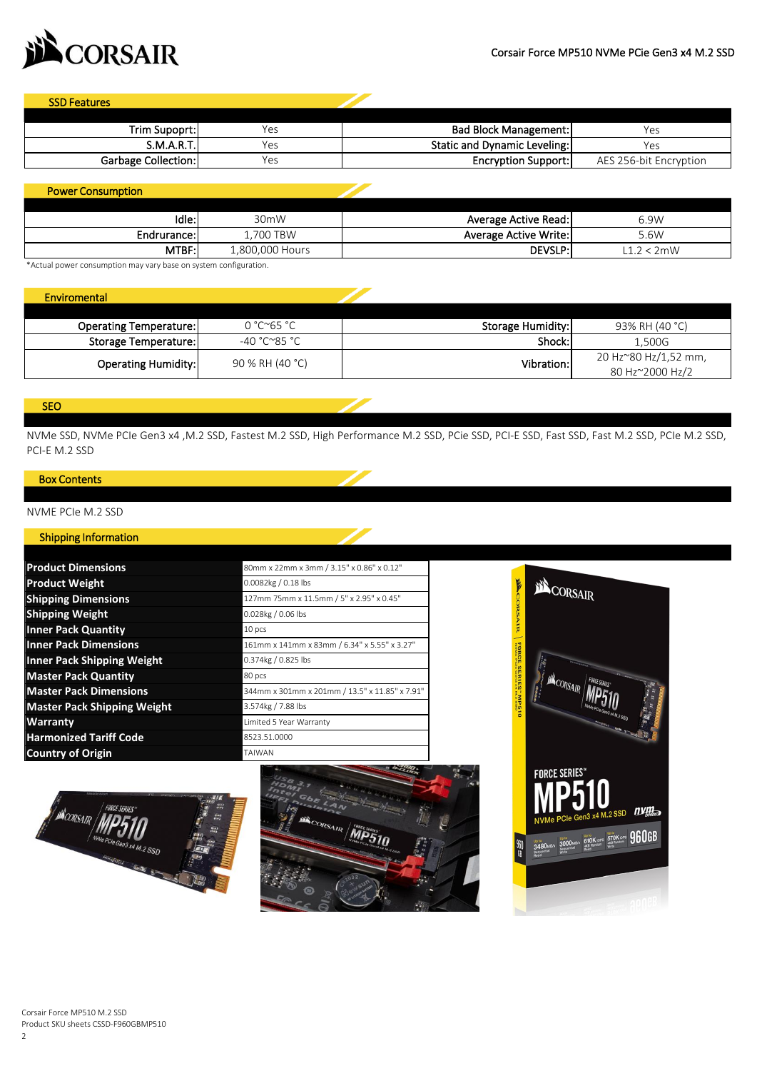## SSD Features

| | | | |
|---|---|---|---|
| Trim Supoprt: | Yes | Bad Block Management: | Yes |
| S.M.A.R.T. | Yes | Static and Dynamic Leveling: | Yes |
| Garbage Collection: | Yes | Encryption Support: | AES 256-bit Encryption |

## Power Consumption

| | | | |
|---|---|---|---|
| Idle: | 30mW | Average Active Read: | 6.9W |
| Endrurance: | 1,700 TBW | Average Active Write: | 5.6W |
| MTBF: | 1,800,000 Hours | DEVSLP: | L1.2 < 2mW |

*Actual power consumption may vary base on system configuration.

## Enviromental

| | | | |
|---|---|---|---|
| Operating Temperature: | 0 °C~65 °C | Storage Humidity: | 93% RH (40 °C) |
| Storage Temperature: | -40 °C~85 °C | Shock: | 1,500G |
| Operating Humidity: | 90 % RH (40 °C) | Vibration: | 20 Hz~80 Hz/1,52 mm, 80 Hz~2000 Hz/2 |

## SEO

NVMe SSD, NVMe PCIe Gen3 x4 ,M.2 SSD, Fastest M.2 SSD, High Performance M.2 SSD, PCIe SSD, PCI-E SSD, Fast SSD, Fast M.2 SSD, PCIe M.2 SSD, PCI-E M.2 SSD

## Box Contents

NVME PCIe M.2 SSD

## Shipping Information

| | |
|---|---|
| **Product Dimensions** | 80mm x 22mm x 3mm / 3.15" x 0.86" x 0.12" |
| **Product Weight** | 0.0082kg / 0.18 lbs |
| **Shipping Dimensions** | 127mm 75mm x 11.5mm / 5" x 2.95" x 0.45" |
| **Shipping Weight** | 0.028kg / 0.06 lbs |
| **Inner Pack Quantity** | 10 pcs |
| **Inner Pack Dimensions** | 161mm x 141mm x 83mm / 6.34" x 5.55" x 3.27" |
| **Inner Pack Shipping Weight** | 0.374kg / 0.825 lbs |
| **Master Pack Quantity** | 80 pcs |
| **Master Pack Dimensions** | 344mm x 301mm x 201mm / 13.5" x 11.85" x 7.91" |
| **Master Pack Shipping Weight** | 3.574kg / 7.88 lbs |
| **Warranty** | Limited 5 Year Warranty |
| **Harmonized Tariff Code** | 8523.51.0000 |
| **Country of Origin** | TAIWAN |

Corsair Force MP510 M.2 SSD
Product SKU sheets CSSD-F960GBMP510